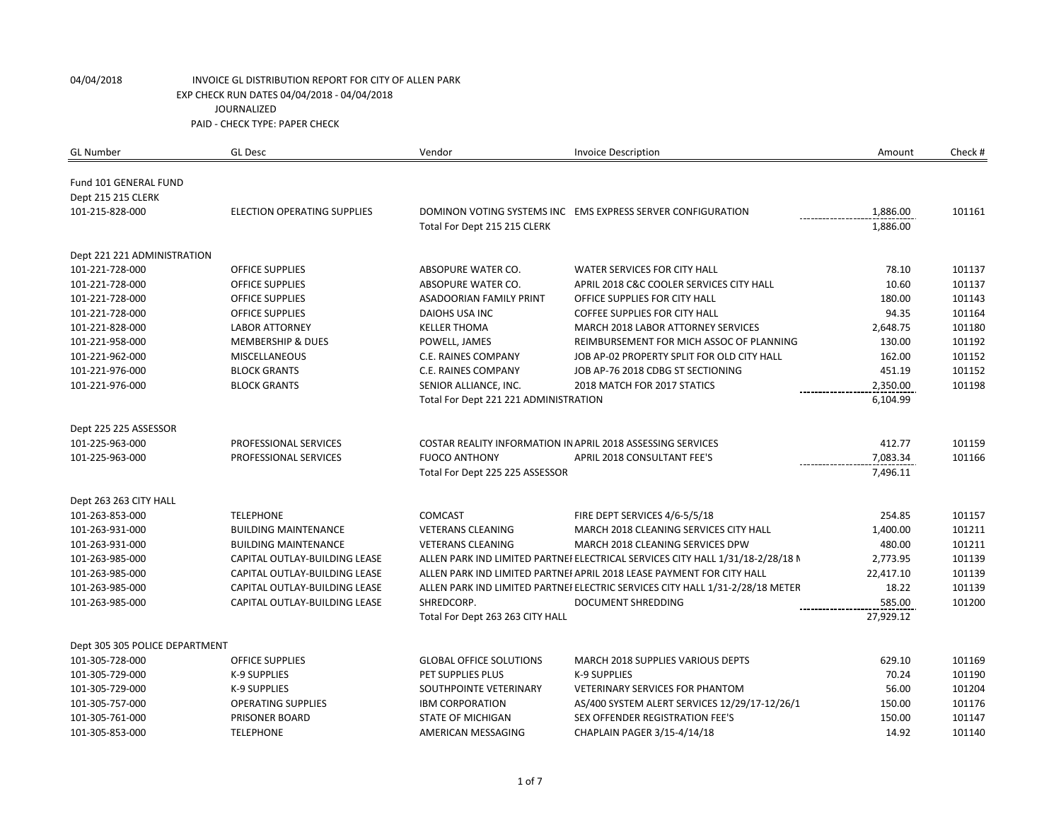04/04/2018 INVOICE GL DISTRIBUTION REPORT FOR CITY OF ALLEN PARK
EXP CHECK RUN DATES 04/04/2018 - 04/04/2018
JOURNALIZED
PAID - CHECK TYPE: PAPER CHECK

| GL Number | GL Desc | Vendor | Invoice Description | Amount | Check # |
|---|---|---|---|---|---|
| Fund 101 GENERAL FUND | | | | | |
| Dept 215 215 CLERK | | | | | |
| 101-215-828-000 | ELECTION OPERATING SUPPLIES | DOMINON VOTING SYSTEMS INC | EMS EXPRESS SERVER CONFIGURATION | 1,886.00 | 101161 |
| | | Total For Dept 215 215 CLERK | | 1,886.00 | |
| Dept 221 221 ADMINISTRATION | | | | | |
| 101-221-728-000 | OFFICE SUPPLIES | ABSOPURE WATER CO. | WATER SERVICES FOR CITY HALL | 78.10 | 101137 |
| 101-221-728-000 | OFFICE SUPPLIES | ABSOPURE WATER CO. | APRIL 2018 C&C COOLER SERVICES CITY HALL | 10.60 | 101137 |
| 101-221-728-000 | OFFICE SUPPLIES | ASADOORIAN FAMILY PRINT | OFFICE SUPPLIES FOR CITY HALL | 180.00 | 101143 |
| 101-221-728-000 | OFFICE SUPPLIES | DAIOHS USA INC | COFFEE SUPPLIES FOR CITY HALL | 94.35 | 101164 |
| 101-221-828-000 | LABOR ATTORNEY | KELLER THOMA | MARCH 2018 LABOR ATTORNEY SERVICES | 2,648.75 | 101180 |
| 101-221-958-000 | MEMBERSHIP & DUES | POWELL, JAMES | REIMBURSEMENT FOR MICH ASSOC OF PLANNING | 130.00 | 101192 |
| 101-221-962-000 | MISCELLANEOUS | C.E. RAINES COMPANY | JOB AP-02 PROPERTY SPLIT FOR OLD CITY HALL | 162.00 | 101152 |
| 101-221-976-000 | BLOCK GRANTS | C.E. RAINES COMPANY | JOB AP-76 2018 CDBG ST SECTIONING | 451.19 | 101152 |
| 101-221-976-000 | BLOCK GRANTS | SENIOR ALLIANCE, INC. | 2018 MATCH FOR 2017 STATICS | 2,350.00 | 101198 |
| | | Total For Dept 221 221 ADMINISTRATION | | 6,104.99 | |
| Dept 225 225 ASSESSOR | | | | | |
| 101-225-963-000 | PROFESSIONAL SERVICES | COSTAR REALITY INFORMATION IN | APRIL 2018 ASSESSING SERVICES | 412.77 | 101159 |
| 101-225-963-000 | PROFESSIONAL SERVICES | FUOCO ANTHONY | APRIL 2018 CONSULTANT FEE'S | 7,083.34 | 101166 |
| | | Total For Dept 225 225 ASSESSOR | | 7,496.11 | |
| Dept 263 263 CITY HALL | | | | | |
| 101-263-853-000 | TELEPHONE | COMCAST | FIRE DEPT SERVICES 4/6-5/5/18 | 254.85 | 101157 |
| 101-263-931-000 | BUILDING MAINTENANCE | VETERANS CLEANING | MARCH 2018 CLEANING SERVICES CITY HALL | 1,400.00 | 101211 |
| 101-263-931-000 | BUILDING MAINTENANCE | VETERANS CLEANING | MARCH 2018 CLEANING SERVICES DPW | 480.00 | 101211 |
| 101-263-985-000 | CAPITAL OUTLAY-BUILDING LEASE | ALLEN PARK IND LIMITED PARTNEI | ELECTRICAL SERVICES CITY HALL 1/31/18-2/28/18 M | 2,773.95 | 101139 |
| 101-263-985-000 | CAPITAL OUTLAY-BUILDING LEASE | ALLEN PARK IND LIMITED PARTNEI | APRIL 2018 LEASE PAYMENT FOR CITY HALL | 22,417.10 | 101139 |
| 101-263-985-000 | CAPITAL OUTLAY-BUILDING LEASE | ALLEN PARK IND LIMITED PARTNEI | ELECTRIC SERVICES CITY HALL 1/31-2/28/18 METER | 18.22 | 101139 |
| 101-263-985-000 | CAPITAL OUTLAY-BUILDING LEASE | SHREDCORP. | DOCUMENT SHREDDING | 585.00 | 101200 |
| | | Total For Dept 263 263 CITY HALL | | 27,929.12 | |
| Dept 305 305 POLICE DEPARTMENT | | | | | |
| 101-305-728-000 | OFFICE SUPPLIES | GLOBAL OFFICE SOLUTIONS | MARCH 2018 SUPPLIES VARIOUS DEPTS | 629.10 | 101169 |
| 101-305-729-000 | K-9 SUPPLIES | PET SUPPLIES PLUS | K-9 SUPPLIES | 70.24 | 101190 |
| 101-305-729-000 | K-9 SUPPLIES | SOUTHPOINTE VETERINARY | VETERINARY SERVICES FOR PHANTOM | 56.00 | 101204 |
| 101-305-757-000 | OPERATING SUPPLIES | IBM CORPORATION | AS/400 SYSTEM ALERT SERVICES 12/29/17-12/26/1 | 150.00 | 101176 |
| 101-305-761-000 | PRISONER BOARD | STATE OF MICHIGAN | SEX OFFENDER REGISTRATION FEE'S | 150.00 | 101147 |
| 101-305-853-000 | TELEPHONE | AMERICAN MESSAGING | CHAPLAIN PAGER 3/15-4/14/18 | 14.92 | 101140 |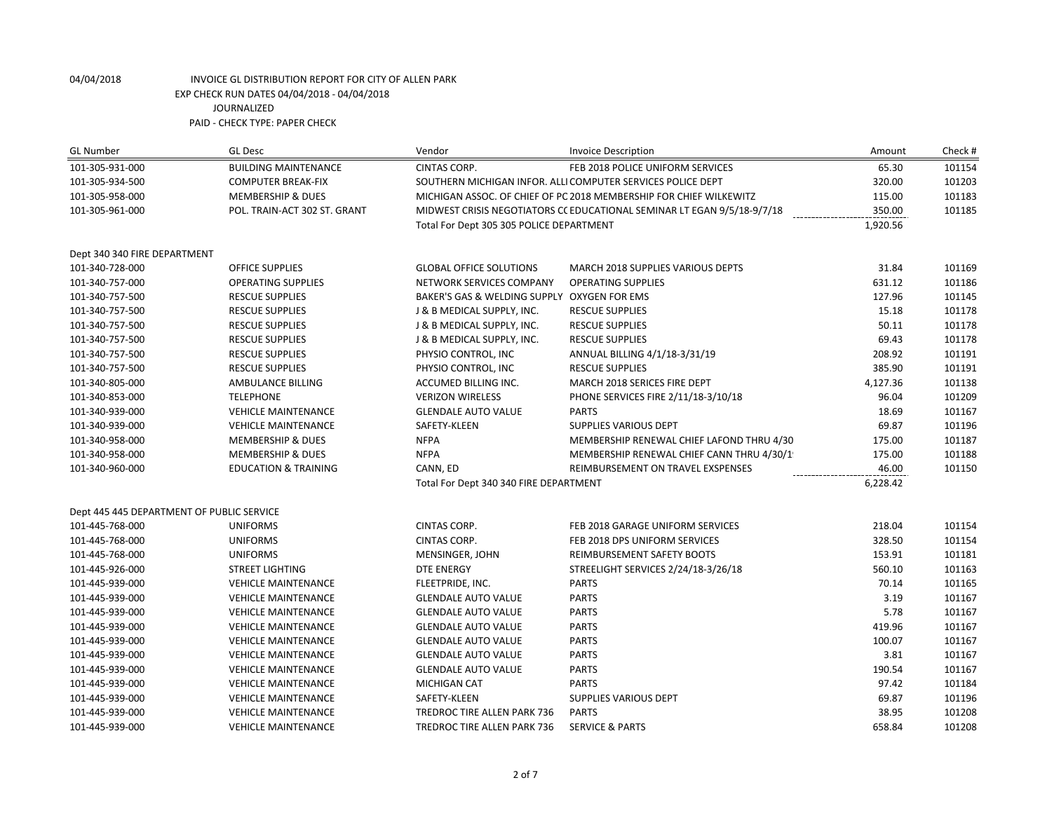04/04/2018 INVOICE GL DISTRIBUTION REPORT FOR CITY OF ALLEN PARK
EXP CHECK RUN DATES 04/04/2018 - 04/04/2018
JOURNALIZED
PAID - CHECK TYPE: PAPER CHECK

| GL Number | GL Desc | Vendor | Invoice Description | Amount | Check # |
|---|---|---|---|---|---|
| 101-305-931-000 | BUILDING MAINTENANCE | CINTAS CORP. | FEB 2018 POLICE UNIFORM SERVICES | 65.30 | 101154 |
| 101-305-934-500 | COMPUTER BREAK-FIX | SOUTHERN MICHIGAN INFOR. ALLI | COMPUTER SERVICES POLICE DEPT | 320.00 | 101203 |
| 101-305-958-000 | MEMBERSHIP & DUES | MICHIGAN ASSOC. OF CHIEF OF PC | 2018 MEMBERSHIP FOR CHIEF WILKEWITZ | 115.00 | 101183 |
| 101-305-961-000 | POL. TRAIN-ACT 302 ST. GRANT | MIDWEST CRISIS NEGOTIATORS CC | EDUCATIONAL SEMINAR LT EGAN 9/5/18-9/7/18 | 350.00 | 101185 |
| | | Total For Dept 305 305 POLICE DEPARTMENT | | 1,920.56 | |
| Dept 340 340 FIRE DEPARTMENT | | | | | |
| 101-340-728-000 | OFFICE SUPPLIES | GLOBAL OFFICE SOLUTIONS | MARCH 2018 SUPPLIES VARIOUS DEPTS | 31.84 | 101169 |
| 101-340-757-000 | OPERATING SUPPLIES | NETWORK SERVICES COMPANY | OPERATING SUPPLIES | 631.12 | 101186 |
| 101-340-757-500 | RESCUE SUPPLIES | BAKER'S GAS & WELDING SUPPLY | OXYGEN FOR EMS | 127.96 | 101145 |
| 101-340-757-500 | RESCUE SUPPLIES | J & B MEDICAL SUPPLY, INC. | RESCUE SUPPLIES | 15.18 | 101178 |
| 101-340-757-500 | RESCUE SUPPLIES | J & B MEDICAL SUPPLY, INC. | RESCUE SUPPLIES | 50.11 | 101178 |
| 101-340-757-500 | RESCUE SUPPLIES | J & B MEDICAL SUPPLY, INC. | RESCUE SUPPLIES | 69.43 | 101178 |
| 101-340-757-500 | RESCUE SUPPLIES | PHYSIO CONTROL, INC | ANNUAL BILLING 4/1/18-3/31/19 | 208.92 | 101191 |
| 101-340-757-500 | RESCUE SUPPLIES | PHYSIO CONTROL, INC | RESCUE SUPPLIES | 385.90 | 101191 |
| 101-340-805-000 | AMBULANCE BILLING | ACCUMED BILLING INC. | MARCH 2018 SERICES FIRE DEPT | 4,127.36 | 101138 |
| 101-340-853-000 | TELEPHONE | VERIZON WIRELESS | PHONE SERVICES FIRE 2/11/18-3/10/18 | 96.04 | 101209 |
| 101-340-939-000 | VEHICLE MAINTENANCE | GLENDALE AUTO VALUE | PARTS | 18.69 | 101167 |
| 101-340-939-000 | VEHICLE MAINTENANCE | SAFETY-KLEEN | SUPPLIES VARIOUS DEPT | 69.87 | 101196 |
| 101-340-958-000 | MEMBERSHIP & DUES | NFPA | MEMBERSHIP RENEWAL CHIEF LAFOND THRU 4/30 | 175.00 | 101187 |
| 101-340-958-000 | MEMBERSHIP & DUES | NFPA | MEMBERSHIP RENEWAL CHIEF CANN THRU 4/30/1 | 175.00 | 101188 |
| 101-340-960-000 | EDUCATION & TRAINING | CANN, ED | REIMBURSEMENT ON TRAVEL EXSPENSES | 46.00 | 101150 |
| | | Total For Dept 340 340 FIRE DEPARTMENT | | 6,228.42 | |
| Dept 445 445 DEPARTMENT OF PUBLIC SERVICE | | | | | |
| 101-445-768-000 | UNIFORMS | CINTAS CORP. | FEB 2018 GARAGE UNIFORM SERVICES | 218.04 | 101154 |
| 101-445-768-000 | UNIFORMS | CINTAS CORP. | FEB 2018 DPS UNIFORM SERVICES | 328.50 | 101154 |
| 101-445-768-000 | UNIFORMS | MENSINGER, JOHN | REIMBURSEMENT SAFETY BOOTS | 153.91 | 101181 |
| 101-445-926-000 | STREET LIGHTING | DTE ENERGY | STREELIGHT SERVICES 2/24/18-3/26/18 | 560.10 | 101163 |
| 101-445-939-000 | VEHICLE MAINTENANCE | FLEETPRIDE, INC. | PARTS | 70.14 | 101165 |
| 101-445-939-000 | VEHICLE MAINTENANCE | GLENDALE AUTO VALUE | PARTS | 3.19 | 101167 |
| 101-445-939-000 | VEHICLE MAINTENANCE | GLENDALE AUTO VALUE | PARTS | 5.78 | 101167 |
| 101-445-939-000 | VEHICLE MAINTENANCE | GLENDALE AUTO VALUE | PARTS | 419.96 | 101167 |
| 101-445-939-000 | VEHICLE MAINTENANCE | GLENDALE AUTO VALUE | PARTS | 100.07 | 101167 |
| 101-445-939-000 | VEHICLE MAINTENANCE | GLENDALE AUTO VALUE | PARTS | 3.81 | 101167 |
| 101-445-939-000 | VEHICLE MAINTENANCE | GLENDALE AUTO VALUE | PARTS | 190.54 | 101167 |
| 101-445-939-000 | VEHICLE MAINTENANCE | MICHIGAN CAT | PARTS | 97.42 | 101184 |
| 101-445-939-000 | VEHICLE MAINTENANCE | SAFETY-KLEEN | SUPPLIES VARIOUS DEPT | 69.87 | 101196 |
| 101-445-939-000 | VEHICLE MAINTENANCE | TREDROC TIRE ALLEN PARK 736 | PARTS | 38.95 | 101208 |
| 101-445-939-000 | VEHICLE MAINTENANCE | TREDROC TIRE ALLEN PARK 736 | SERVICE & PARTS | 658.84 | 101208 |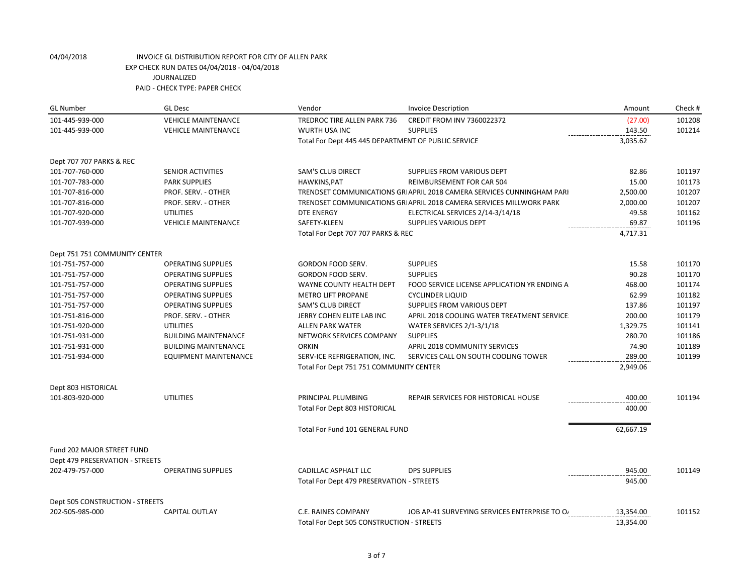04/04/2018 INVOICE GL DISTRIBUTION REPORT FOR CITY OF ALLEN PARK

EXP CHECK RUN DATES 04/04/2018 - 04/04/2018

JOURNALIZED

PAID - CHECK TYPE: PAPER CHECK

| GL Number | GL Desc | Vendor | Invoice Description | Amount | Check # |
|---|---|---|---|---|---|
| 101-445-939-000 | VEHICLE MAINTENANCE | TREDROC TIRE ALLEN PARK 736 | CREDIT FROM INV 7360022372 | (27.00) | 101208 |
| 101-445-939-000 | VEHICLE MAINTENANCE | WURTH USA INC | SUPPLIES | 143.50 | 101214 |
| | | Total For Dept 445 445 DEPARTMENT OF PUBLIC SERVICE | | 3,035.62 | |
| Dept 707 707 PARKS & REC | | | | | |
| 101-707-760-000 | SENIOR ACTIVITIES | SAM'S CLUB DIRECT | SUPPLIES FROM VARIOUS DEPT | 82.86 | 101197 |
| 101-707-783-000 | PARK SUPPLIES | HAWKINS,PAT | REIMBURSEMENT FOR CAR 504 | 15.00 | 101173 |
| 101-707-816-000 | PROF. SERV. - OTHER | TRENDSET COMMUNICATIONS GR | APRIL 2018 CAMERA SERVICES CUNNINGHAM PARI | 2,500.00 | 101207 |
| 101-707-816-000 | PROF. SERV. - OTHER | TRENDSET COMMUNICATIONS GR | APRIL 2018 CAMERA SERVICES MILLWORK PARK | 2,000.00 | 101207 |
| 101-707-920-000 | UTILITIES | DTE ENERGY | ELECTRICAL SERVICES 2/14-3/14/18 | 49.58 | 101162 |
| 101-707-939-000 | VEHICLE MAINTENANCE | SAFETY-KLEEN | SUPPLIES VARIOUS DEPT | 69.87 | 101196 |
| | | Total For Dept 707 707 PARKS & REC | | 4,717.31 | |
| Dept 751 751 COMMUNITY CENTER | | | | | |
| 101-751-757-000 | OPERATING SUPPLIES | GORDON FOOD SERV. | SUPPLIES | 15.58 | 101170 |
| 101-751-757-000 | OPERATING SUPPLIES | GORDON FOOD SERV. | SUPPLIES | 90.28 | 101170 |
| 101-751-757-000 | OPERATING SUPPLIES | WAYNE COUNTY HEALTH DEPT | FOOD SERVICE LICENSE APPLICATION YR ENDING A | 468.00 | 101174 |
| 101-751-757-000 | OPERATING SUPPLIES | METRO LIFT PROPANE | CYCLINDER LIQUID | 62.99 | 101182 |
| 101-751-757-000 | OPERATING SUPPLIES | SAM'S CLUB DIRECT | SUPPLIES FROM VARIOUS DEPT | 137.86 | 101197 |
| 101-751-816-000 | PROF. SERV. - OTHER | JERRY COHEN ELITE LAB INC | APRIL 2018 COOLING WATER TREATMENT SERVICE | 200.00 | 101179 |
| 101-751-920-000 | UTILITIES | ALLEN PARK WATER | WATER SERVICES 2/1-3/1/18 | 1,329.75 | 101141 |
| 101-751-931-000 | BUILDING MAINTENANCE | NETWORK SERVICES COMPANY | SUPPLIES | 280.70 | 101186 |
| 101-751-931-000 | BUILDING MAINTENANCE | ORKIN | APRIL 2018 COMMUNITY SERVICES | 74.90 | 101189 |
| 101-751-934-000 | EQUIPMENT MAINTENANCE | SERV-ICE REFRIGERATION, INC. | SERVICES CALL ON SOUTH COOLING TOWER | 289.00 | 101199 |
| | | Total For Dept 751 751 COMMUNITY CENTER | | 2,949.06 | |
| Dept 803 HISTORICAL | | | | | |
| 101-803-920-000 | UTILITIES | PRINCIPAL PLUMBING | REPAIR SERVICES FOR HISTORICAL HOUSE | 400.00 | 101194 |
| | | Total For Dept 803 HISTORICAL | | 400.00 | |
| | | Total For Fund 101 GENERAL FUND | | 62,667.19 | |
| Fund 202 MAJOR STREET FUND | | | | | |
| Dept 479 PRESERVATION - STREETS | | | | | |
| 202-479-757-000 | OPERATING SUPPLIES | CADILLAC ASPHALT LLC | DPS SUPPLIES | 945.00 | 101149 |
| | | Total For Dept 479 PRESERVATION - STREETS | | 945.00 | |
| Dept 505 CONSTRUCTION - STREETS | | | | | |
| 202-505-985-000 | CAPITAL OUTLAY | C.E. RAINES COMPANY | JOB AP-41 SURVEYING SERVICES ENTERPRISE TO O | 13,354.00 | 101152 |
| | | Total For Dept 505 CONSTRUCTION - STREETS | | 13,354.00 | |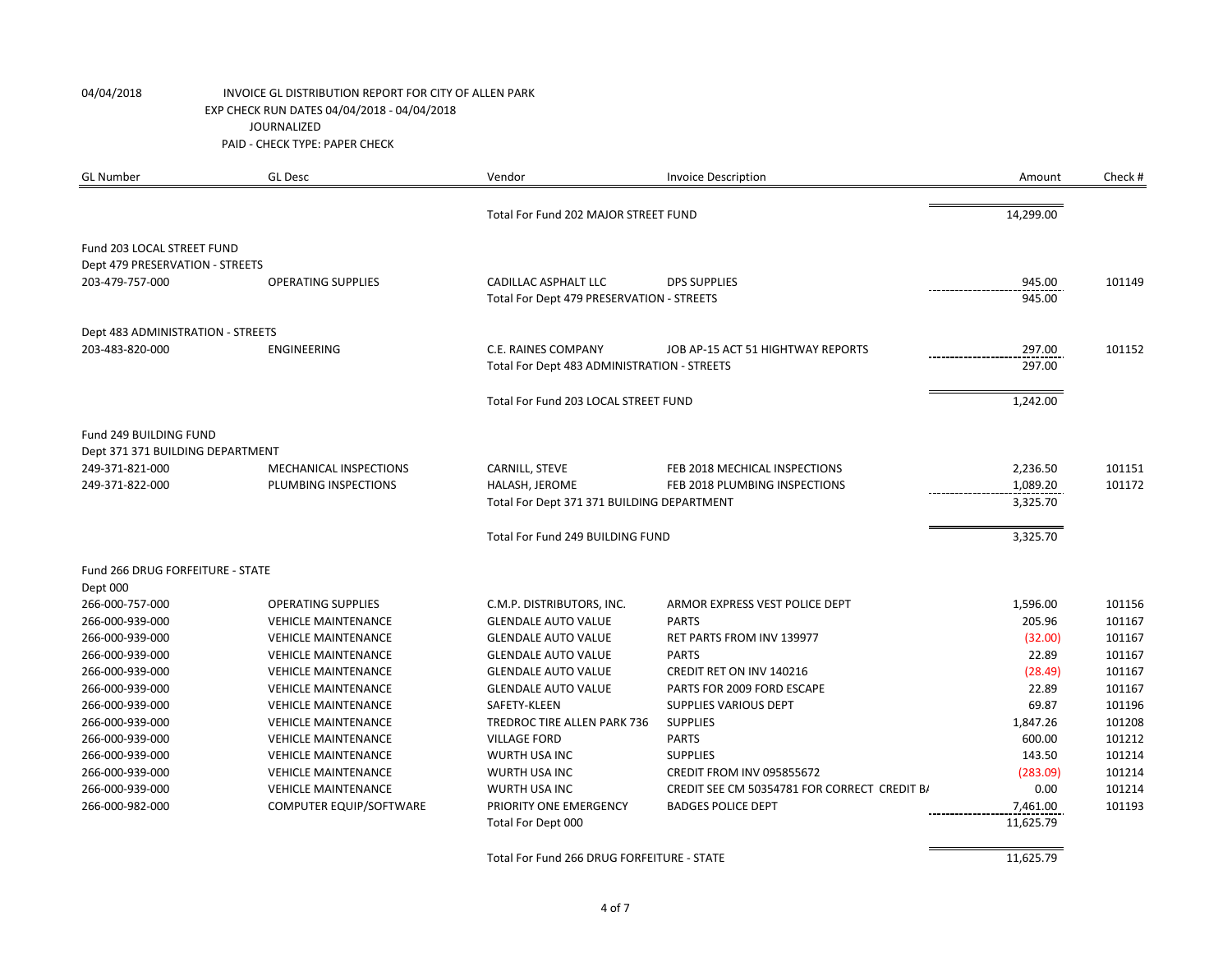04/04/2018 INVOICE GL DISTRIBUTION REPORT FOR CITY OF ALLEN PARK
EXP CHECK RUN DATES 04/04/2018 - 04/04/2018
JOURNALIZED
PAID - CHECK TYPE: PAPER CHECK

| GL Number | GL Desc | Vendor | Invoice Description | Amount | Check # |
|---|---|---|---|---|---|
| | | Total For Fund 202 MAJOR STREET FUND | | 14,299.00 | |
| Fund 203 LOCAL STREET FUND | | | | | |
| Dept 479 PRESERVATION - STREETS | | | | | |
| 203-479-757-000 | OPERATING SUPPLIES | CADILLAC ASPHALT LLC | DPS SUPPLIES | 945.00 | 101149 |
| | | Total For Dept 479 PRESERVATION - STREETS | | 945.00 | |
| Dept 483 ADMINISTRATION - STREETS | | | | | |
| 203-483-820-000 | ENGINEERING | C.E. RAINES COMPANY | JOB AP-15 ACT 51 HIGHTWAY REPORTS | 297.00 | 101152 |
| | | Total For Dept 483 ADMINISTRATION - STREETS | | 297.00 | |
| | | Total For Fund 203 LOCAL STREET FUND | | 1,242.00 | |
| Fund 249 BUILDING FUND | | | | | |
| Dept 371 371 BUILDING DEPARTMENT | | | | | |
| 249-371-821-000 | MECHANICAL INSPECTIONS | CARNILL, STEVE | FEB 2018 MECHICAL INSPECTIONS | 2,236.50 | 101151 |
| 249-371-822-000 | PLUMBING INSPECTIONS | HALASH, JEROME | FEB 2018 PLUMBING INSPECTIONS | 1,089.20 | 101172 |
| | | Total For Dept 371 371 BUILDING DEPARTMENT | | 3,325.70 | |
| | | Total For Fund 249 BUILDING FUND | | 3,325.70 | |
| Fund 266 DRUG FORFEITURE - STATE | | | | | |
| Dept 000 | | | | | |
| 266-000-757-000 | OPERATING SUPPLIES | C.M.P. DISTRIBUTORS, INC. | ARMOR EXPRESS VEST POLICE DEPT | 1,596.00 | 101156 |
| 266-000-939-000 | VEHICLE MAINTENANCE | GLENDALE AUTO VALUE | PARTS | 205.96 | 101167 |
| 266-000-939-000 | VEHICLE MAINTENANCE | GLENDALE AUTO VALUE | RET PARTS FROM INV 139977 | (32.00) | 101167 |
| 266-000-939-000 | VEHICLE MAINTENANCE | GLENDALE AUTO VALUE | PARTS | 22.89 | 101167 |
| 266-000-939-000 | VEHICLE MAINTENANCE | GLENDALE AUTO VALUE | CREDIT RET ON INV 140216 | (28.49) | 101167 |
| 266-000-939-000 | VEHICLE MAINTENANCE | GLENDALE AUTO VALUE | PARTS FOR 2009 FORD ESCAPE | 22.89 | 101167 |
| 266-000-939-000 | VEHICLE MAINTENANCE | SAFETY-KLEEN | SUPPLIES VARIOUS DEPT | 69.87 | 101196 |
| 266-000-939-000 | VEHICLE MAINTENANCE | TREDROC TIRE ALLEN PARK 736 | SUPPLIES | 1,847.26 | 101208 |
| 266-000-939-000 | VEHICLE MAINTENANCE | VILLAGE FORD | PARTS | 600.00 | 101212 |
| 266-000-939-000 | VEHICLE MAINTENANCE | WURTH USA INC | SUPPLIES | 143.50 | 101214 |
| 266-000-939-000 | VEHICLE MAINTENANCE | WURTH USA INC | CREDIT FROM INV 095855672 | (283.09) | 101214 |
| 266-000-939-000 | VEHICLE MAINTENANCE | WURTH USA INC | CREDIT SEE CM 50354781 FOR CORRECT CREDIT B/ | 0.00 | 101214 |
| 266-000-982-000 | COMPUTER EQUIP/SOFTWARE | PRIORITY ONE EMERGENCY | BADGES POLICE DEPT | 7,461.00 | 101193 |
| | | Total For Dept 000 | | 11,625.79 | |
| | | Total For Fund 266 DRUG FORFEITURE - STATE | | 11,625.79 | |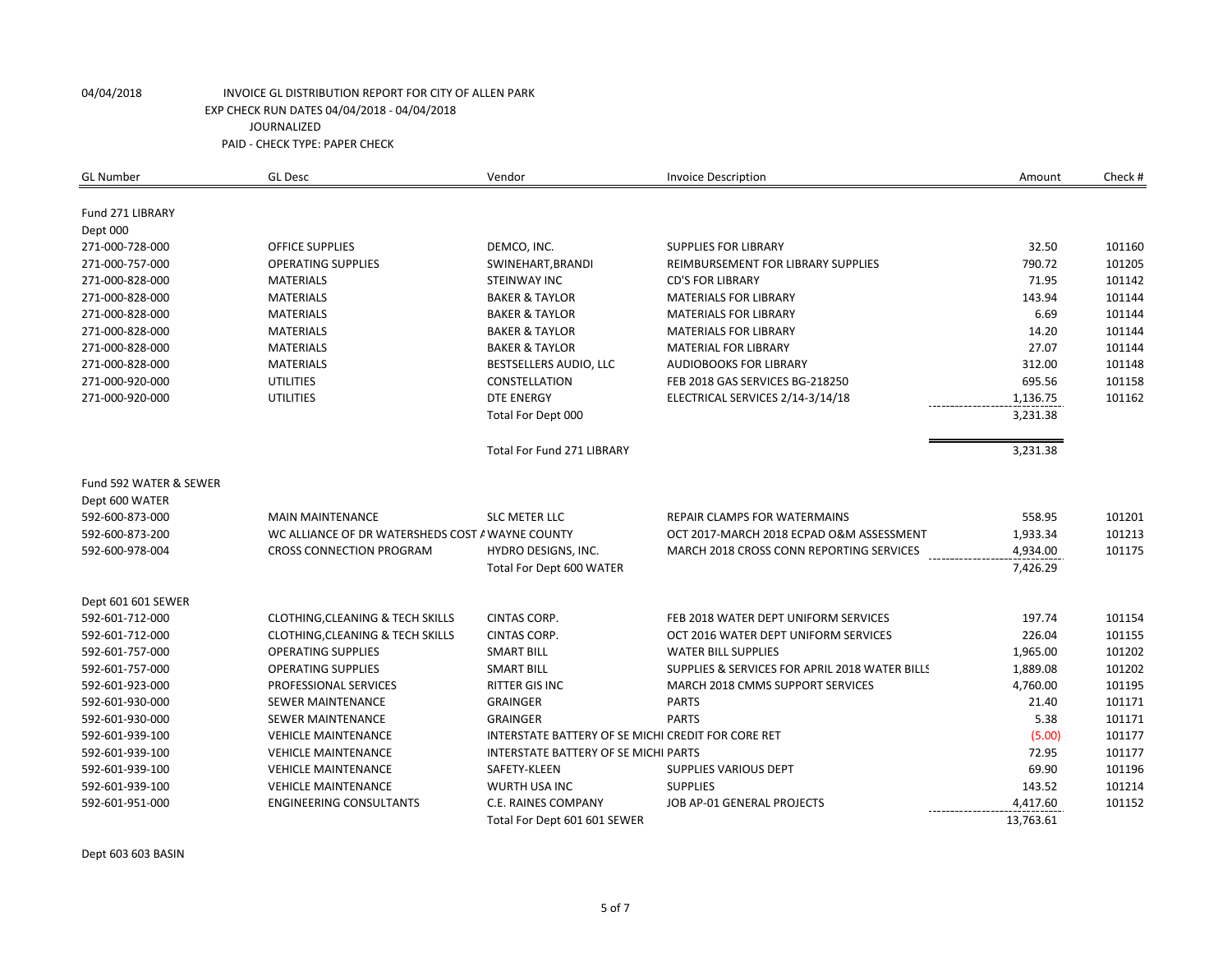04/04/2018 INVOICE GL DISTRIBUTION REPORT FOR CITY OF ALLEN PARK
EXP CHECK RUN DATES 04/04/2018 - 04/04/2018
JOURNALIZED
PAID - CHECK TYPE: PAPER CHECK

| GL Number | GL Desc | Vendor | Invoice Description | Amount | Check # |
|---|---|---|---|---|---|
| Fund 271 LIBRARY | | | | | |
| Dept 000 | | | | | |
| 271-000-728-000 | OFFICE SUPPLIES | DEMCO, INC. | SUPPLIES FOR LIBRARY | 32.50 | 101160 |
| 271-000-757-000 | OPERATING SUPPLIES | SWINEHART,BRANDI | REIMBURSEMENT FOR LIBRARY SUPPLIES | 790.72 | 101205 |
| 271-000-828-000 | MATERIALS | STEINWAY INC | CD'S FOR LIBRARY | 71.95 | 101142 |
| 271-000-828-000 | MATERIALS | BAKER & TAYLOR | MATERIALS FOR LIBRARY | 143.94 | 101144 |
| 271-000-828-000 | MATERIALS | BAKER & TAYLOR | MATERIALS FOR LIBRARY | 6.69 | 101144 |
| 271-000-828-000 | MATERIALS | BAKER & TAYLOR | MATERIALS FOR LIBRARY | 14.20 | 101144 |
| 271-000-828-000 | MATERIALS | BAKER & TAYLOR | MATERIAL FOR LIBRARY | 27.07 | 101144 |
| 271-000-828-000 | MATERIALS | BESTSELLERS AUDIO, LLC | AUDIOBOOKS FOR LIBRARY | 312.00 | 101148 |
| 271-000-920-000 | UTILITIES | CONSTELLATION | FEB 2018 GAS SERVICES BG-218250 | 695.56 | 101158 |
| 271-000-920-000 | UTILITIES | DTE ENERGY | ELECTRICAL SERVICES 2/14-3/14/18 | 1,136.75 | 101162 |
| | | Total For Dept 000 | | 3,231.38 | |
| | | Total For Fund 271 LIBRARY | | 3,231.38 | |
| Fund 592 WATER & SEWER | | | | | |
| Dept 600 WATER | | | | | |
| 592-600-873-000 | MAIN MAINTENANCE | SLC METER LLC | REPAIR CLAMPS FOR WATERMAINS | 558.95 | 101201 |
| 592-600-873-200 | WC ALLIANCE OF DR WATERSHEDS COST A | WAYNE COUNTY | OCT 2017-MARCH 2018 ECPAD O&M ASSESSMENT | 1,933.34 | 101213 |
| 592-600-978-004 | CROSS CONNECTION PROGRAM | HYDRO DESIGNS, INC. | MARCH 2018 CROSS CONN REPORTING SERVICES | 4,934.00 | 101175 |
| | | Total For Dept 600 WATER | | 7,426.29 | |
| Dept 601 601 SEWER | | | | | |
| 592-601-712-000 | CLOTHING,CLEANING & TECH SKILLS | CINTAS CORP. | FEB 2018 WATER DEPT UNIFORM SERVICES | 197.74 | 101154 |
| 592-601-712-000 | CLOTHING,CLEANING & TECH SKILLS | CINTAS CORP. | OCT 2016 WATER DEPT UNIFORM SERVICES | 226.04 | 101155 |
| 592-601-757-000 | OPERATING SUPPLIES | SMART BILL | WATER BILL SUPPLIES | 1,965.00 | 101202 |
| 592-601-757-000 | OPERATING SUPPLIES | SMART BILL | SUPPLIES & SERVICES FOR APRIL 2018 WATER BILLS | 1,889.08 | 101202 |
| 592-601-923-000 | PROFESSIONAL SERVICES | RITTER GIS INC | MARCH 2018 CMMS SUPPORT SERVICES | 4,760.00 | 101195 |
| 592-601-930-000 | SEWER MAINTENANCE | GRAINGER | PARTS | 21.40 | 101171 |
| 592-601-930-000 | SEWER MAINTENANCE | GRAINGER | PARTS | 5.38 | 101171 |
| 592-601-939-100 | VEHICLE MAINTENANCE | INTERSTATE BATTERY OF SE MICHI | CREDIT FOR CORE RET | (5.00) | 101177 |
| 592-601-939-100 | VEHICLE MAINTENANCE | INTERSTATE BATTERY OF SE MICHI | PARTS | 72.95 | 101177 |
| 592-601-939-100 | VEHICLE MAINTENANCE | SAFETY-KLEEN | SUPPLIES VARIOUS DEPT | 69.90 | 101196 |
| 592-601-939-100 | VEHICLE MAINTENANCE | WURTH USA INC | SUPPLIES | 143.52 | 101214 |
| 592-601-951-000 | ENGINEERING CONSULTANTS | C.E. RAINES COMPANY | JOB AP-01 GENERAL PROJECTS | 4,417.60 | 101152 |
| | | Total For Dept 601 601 SEWER | | 13,763.61 | |
| Dept 603 603 BASIN | | | | | |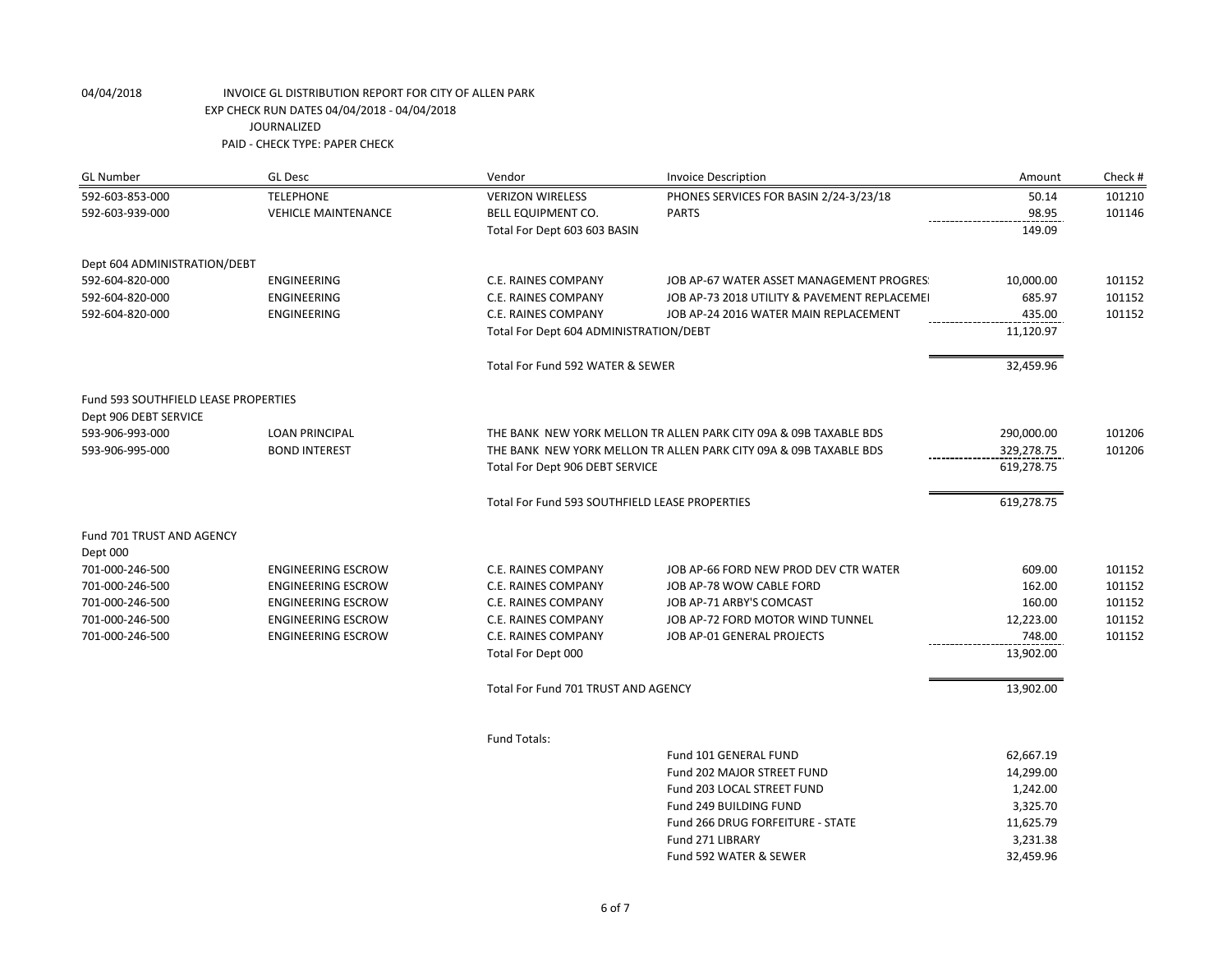04/04/2018 INVOICE GL DISTRIBUTION REPORT FOR CITY OF ALLEN PARK
EXP CHECK RUN DATES 04/04/2018 - 04/04/2018
JOURNALIZED
PAID - CHECK TYPE: PAPER CHECK

| GL Number | GL Desc | Vendor | Invoice Description | Amount | Check # |
|---|---|---|---|---|---|
| 592-603-853-000 | TELEPHONE | VERIZON WIRELESS | PHONES SERVICES FOR BASIN 2/24-3/23/18 | 50.14 | 101210 |
| 592-603-939-000 | VEHICLE MAINTENANCE | BELL EQUIPMENT CO. | PARTS | 98.95 | 101146 |
| | | Total For Dept 603 603 BASIN | | 149.09 | |
| Dept 604 ADMINISTRATION/DEBT | | | | | |
| 592-604-820-000 | ENGINEERING | C.E. RAINES COMPANY | JOB AP-67 WATER ASSET MANAGEMENT PROGRES | 10,000.00 | 101152 |
| 592-604-820-000 | ENGINEERING | C.E. RAINES COMPANY | JOB AP-73 2018 UTILITY & PAVEMENT REPLACEMEI | 685.97 | 101152 |
| 592-604-820-000 | ENGINEERING | C.E. RAINES COMPANY | JOB AP-24 2016 WATER MAIN REPLACEMENT | 435.00 | 101152 |
| | | Total For Dept 604 ADMINISTRATION/DEBT | | 11,120.97 | |
| | | Total For Fund 592 WATER & SEWER | | 32,459.96 | |
| Fund 593 SOUTHFIELD LEASE PROPERTIES | | | | | |
| Dept 906 DEBT SERVICE | | | | | |
| 593-906-993-000 | LOAN PRINCIPAL | THE BANK NEW YORK MELLON TR | ALLEN PARK CITY 09A & 09B TAXABLE BDS | 290,000.00 | 101206 |
| 593-906-995-000 | BOND INTEREST | THE BANK NEW YORK MELLON TR | ALLEN PARK CITY 09A & 09B TAXABLE BDS | 329,278.75 | 101206 |
| | | Total For Dept 906 DEBT SERVICE | | 619,278.75 | |
| | | Total For Fund 593 SOUTHFIELD LEASE PROPERTIES | | 619,278.75 | |
| Fund 701 TRUST AND AGENCY | | | | | |
| Dept 000 | | | | | |
| 701-000-246-500 | ENGINEERING ESCROW | C.E. RAINES COMPANY | JOB AP-66 FORD NEW PROD DEV CTR WATER | 609.00 | 101152 |
| 701-000-246-500 | ENGINEERING ESCROW | C.E. RAINES COMPANY | JOB AP-78 WOW CABLE FORD | 162.00 | 101152 |
| 701-000-246-500 | ENGINEERING ESCROW | C.E. RAINES COMPANY | JOB AP-71 ARBY'S COMCAST | 160.00 | 101152 |
| 701-000-246-500 | ENGINEERING ESCROW | C.E. RAINES COMPANY | JOB AP-72 FORD MOTOR WIND TUNNEL | 12,223.00 | 101152 |
| 701-000-246-500 | ENGINEERING ESCROW | C.E. RAINES COMPANY | JOB AP-01 GENERAL PROJECTS | 748.00 | 101152 |
| | | Total For Dept 000 | | 13,902.00 | |
| | | Total For Fund 701 TRUST AND AGENCY | | 13,902.00 | |

Fund Totals:

| Fund | Amount |
|---|---|
| Fund 101 GENERAL FUND | 62,667.19 |
| Fund 202 MAJOR STREET FUND | 14,299.00 |
| Fund 203 LOCAL STREET FUND | 1,242.00 |
| Fund 249 BUILDING FUND | 3,325.70 |
| Fund 266 DRUG FORFEITURE - STATE | 11,625.79 |
| Fund 271 LIBRARY | 3,231.38 |
| Fund 592 WATER & SEWER | 32,459.96 |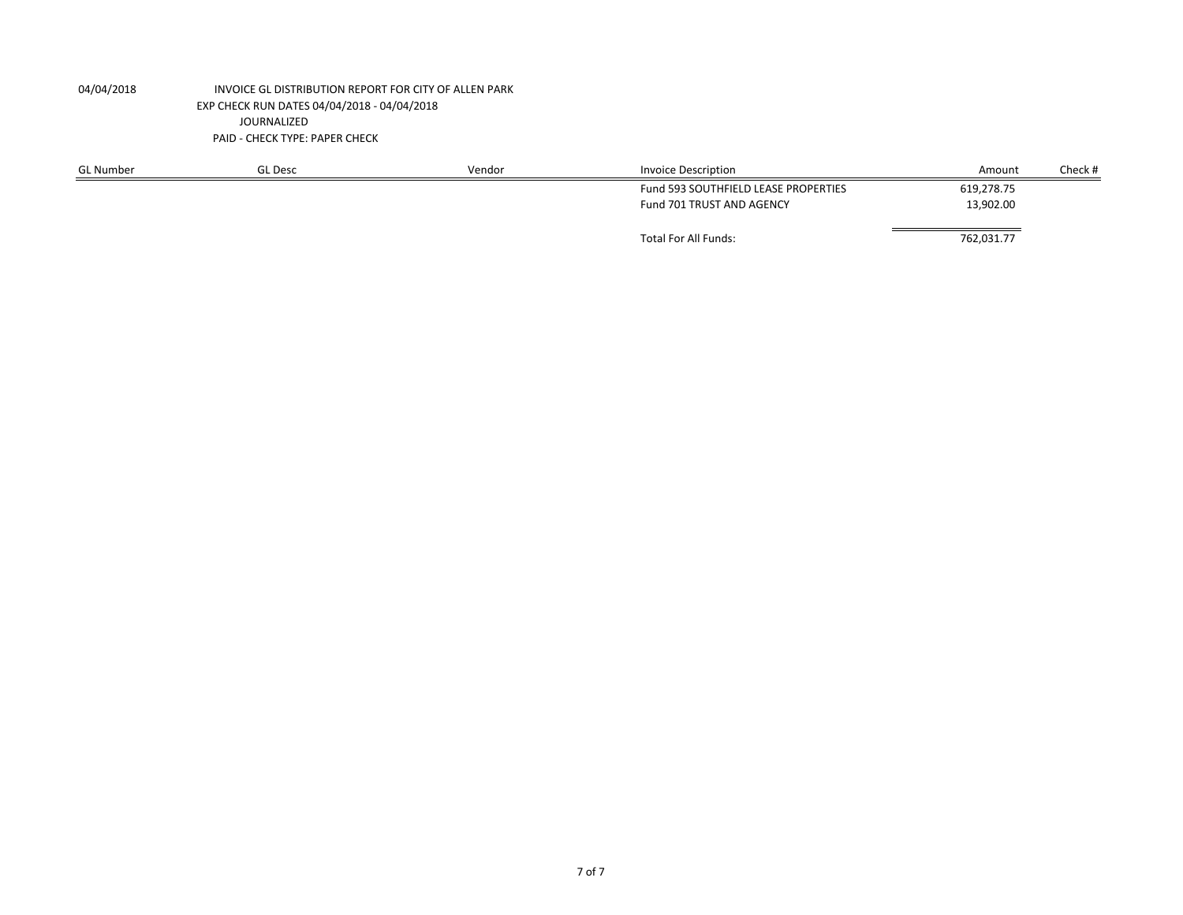04/04/2018 INVOICE GL DISTRIBUTION REPORT FOR CITY OF ALLEN PARK
EXP CHECK RUN DATES 04/04/2018 - 04/04/2018
JOURNALIZED
PAID - CHECK TYPE: PAPER CHECK

| GL Number | GL Desc | Vendor | Invoice Description | Amount | Check # |
|---|---|---|---|---|---|
| | | | Fund 593 SOUTHFIELD LEASE PROPERTIES | 619,278.75 | |
| | | | Fund 701 TRUST AND AGENCY | 13,902.00 | |
| | | | Total For All Funds: | 762,031.77 | |